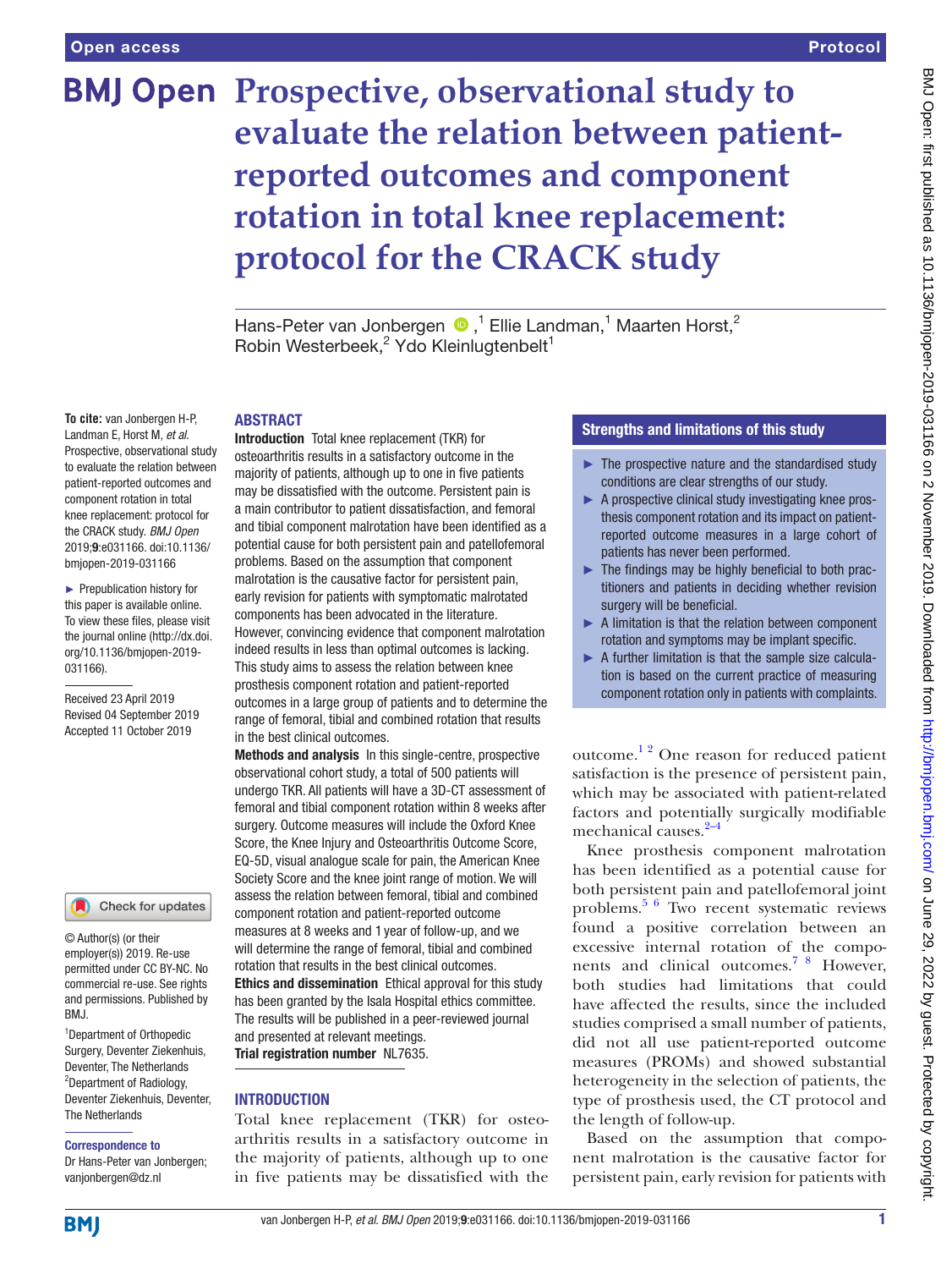Open access | Protocol

# Prospective, observational study to evaluate the relation between patient-reported outcomes and component rotation in total knee replacement: protocol for the CRACK study

Hans-Peter van Jonbergen,[1] Ellie Landman,[1] Maarten Horst,[2] Robin Westerbeek,[2] Ydo Kleinlugtenbelt[1]

**To cite:** van Jonbergen H-P, Landman E, Horst M, *et al*. Prospective, observational study to evaluate the relation between patient-reported outcomes and component rotation in total knee replacement: protocol for the CRACK study. *BMJ Open* 2019;**9**:e031166. doi:10.1136/bmjopen-2019-031166

► Prepublication history for this paper is available online. To view these files, please visit the journal online (http://dx.doi.org/10.1136/bmjopen-2019-031166).

Received 23 April 2019
Revised 04 September 2019
Accepted 11 October 2019

© Author(s) (or their employer(s)) 2019. Re-use permitted under CC BY-NC. No commercial re-use. See rights and permissions. Published by BMJ.

[1]Department of Orthopedic Surgery, Deventer Ziekenhuis, Deventer, The Netherlands
[2]Department of Radiology, Deventer Ziekenhuis, Deventer, The Netherlands

**Correspondence to**
Dr Hans-Peter van Jonbergen; vanjonbergen@dz.nl

## ABSTRACT

**Introduction** Total knee replacement (TKR) for osteoarthritis results in a satisfactory outcome in the majority of patients, although up to one in five patients may be dissatisfied with the outcome. Persistent pain is a main contributor to patient dissatisfaction, and femoral and tibial component malrotation have been identified as a potential cause for both persistent pain and patellofemoral problems. Based on the assumption that component malrotation is the causative factor for persistent pain, early revision for patients with symptomatic malrotated components has been advocated in the literature. However, convincing evidence that component malrotation indeed results in less than optimal outcomes is lacking. This study aims to assess the relation between knee prosthesis component rotation and patient-reported outcomes in a large group of patients and to determine the range of femoral, tibial and combined rotation that results in the best clinical outcomes.

**Methods and analysis** In this single-centre, prospective observational cohort study, a total of 500 patients will undergo TKR. All patients will have a 3D-CT assessment of femoral and tibial component rotation within 8 weeks after surgery. Outcome measures will include the Oxford Knee Score, the Knee Injury and Osteoarthritis Outcome Score, EQ-5D, visual analogue scale for pain, the American Knee Society Score and the knee joint range of motion. We will assess the relation between femoral, tibial and combined component rotation and patient-reported outcome measures at 8 weeks and 1 year of follow-up, and we will determine the range of femoral, tibial and combined rotation that results in the best clinical outcomes.

**Ethics and dissemination** Ethical approval for this study has been granted by the Isala Hospital ethics committee. The results will be published in a peer-reviewed journal and presented at relevant meetings.

**Trial registration number** NL7635.

### Strengths and limitations of this study

- ► The prospective nature and the standardised study conditions are clear strengths of our study.
- ► A prospective clinical study investigating knee prosthesis component rotation and its impact on patient-reported outcome measures in a large cohort of patients has never been performed.
- ► The findings may be highly beneficial to both practitioners and patients in deciding whether revision surgery will be beneficial.
- ► A limitation is that the relation between component rotation and symptoms may be implant specific.
- ► A further limitation is that the sample size calculation is based on the current practice of measuring component rotation only in patients with complaints.

## INTRODUCTION

Total knee replacement (TKR) for osteoarthritis results in a satisfactory outcome in the majority of patients, although up to one in five patients may be dissatisfied with the outcome.[1,2] One reason for reduced patient satisfaction is the presence of persistent pain, which may be associated with patient-related factors and potentially surgically modifiable mechanical causes.[2–4]

Knee prosthesis component malrotation has been identified as a potential cause for both persistent pain and patellofemoral joint problems.[5,6] Two recent systematic reviews found a positive correlation between an excessive internal rotation of the components and clinical outcomes.[7,8] However, both studies had limitations that could have affected the results, since the included studies comprised a small number of patients, did not all use patient-reported outcome measures (PROMs) and showed substantial heterogeneity in the selection of patients, the type of prosthesis used, the CT protocol and the length of follow-up.

Based on the assumption that component malrotation is the causative factor for persistent pain, early revision for patients with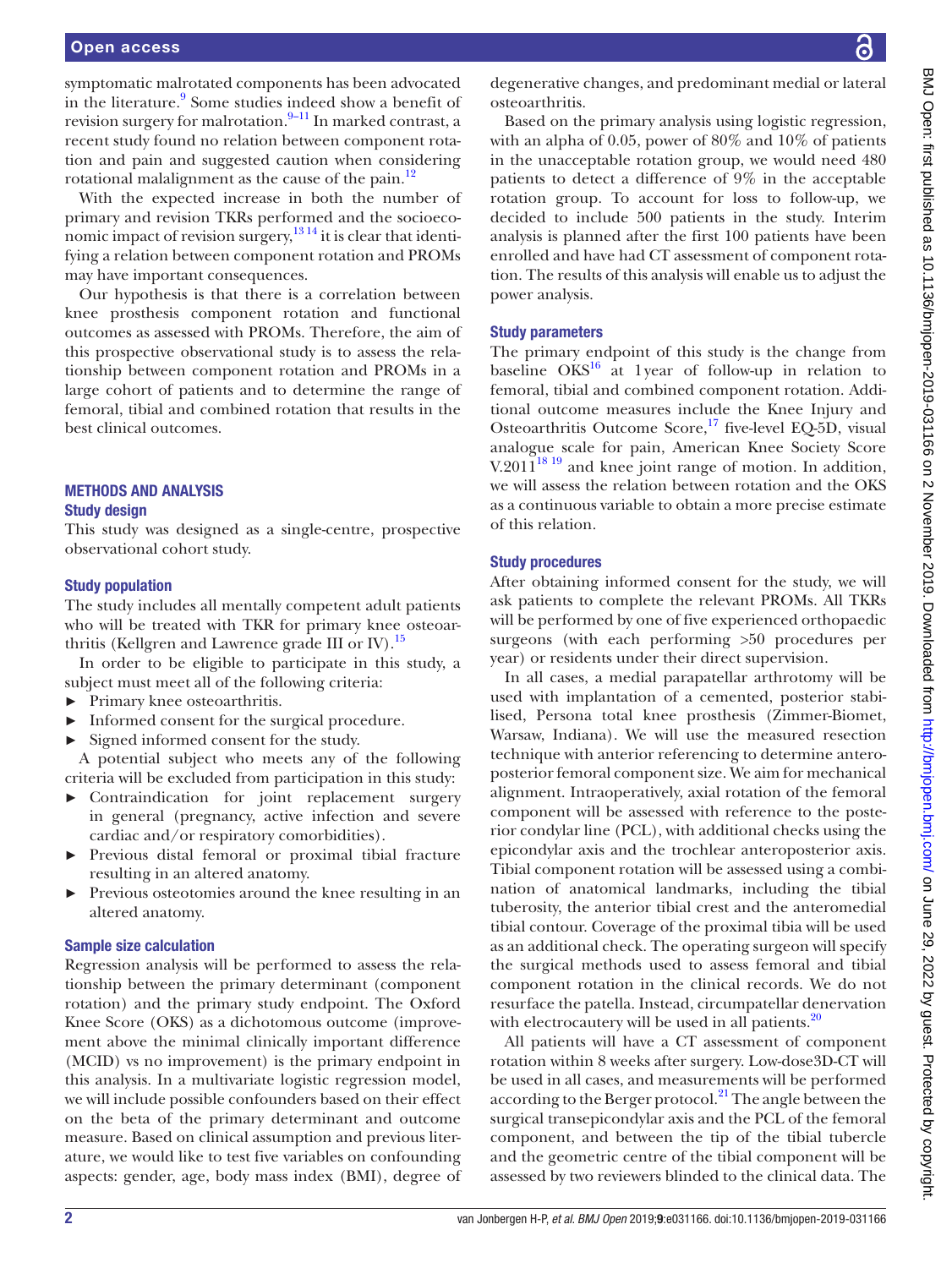symptomatic malrotated components has been advocated in the literature.[9] Some studies indeed show a benefit of revision surgery for malrotation.[9–11] In marked contrast, a recent study found no relation between component rotation and pain and suggested caution when considering rotational malalignment as the cause of the pain.[12]

With the expected increase in both the number of primary and revision TKRs performed and the socioeconomic impact of revision surgery,[13 14] it is clear that identifying a relation between component rotation and PROMs may have important consequences.

Our hypothesis is that there is a correlation between knee prosthesis component rotation and functional outcomes as assessed with PROMs. Therefore, the aim of this prospective observational study is to assess the relationship between component rotation and PROMs in a large cohort of patients and to determine the range of femoral, tibial and combined rotation that results in the best clinical outcomes.

## METHODS AND ANALYSIS

### Study design

This study was designed as a single-centre, prospective observational cohort study.

### Study population

The study includes all mentally competent adult patients who will be treated with TKR for primary knee osteoarthritis (Kellgren and Lawrence grade III or IV).[15]

In order to be eligible to participate in this study, a subject must meet all of the following criteria:

- Primary knee osteoarthritis.
- Informed consent for the surgical procedure.
- Signed informed consent for the study.

A potential subject who meets any of the following criteria will be excluded from participation in this study:

- Contraindication for joint replacement surgery in general (pregnancy, active infection and severe cardiac and/or respiratory comorbidities).
- Previous distal femoral or proximal tibial fracture resulting in an altered anatomy.
- Previous osteotomies around the knee resulting in an altered anatomy.

### Sample size calculation

Regression analysis will be performed to assess the relationship between the primary determinant (component rotation) and the primary study endpoint. The Oxford Knee Score (OKS) as a dichotomous outcome (improvement above the minimal clinically important difference (MCID) vs no improvement) is the primary endpoint in this analysis. In a multivariate logistic regression model, we will include possible confounders based on their effect on the beta of the primary determinant and outcome measure. Based on clinical assumption and previous literature, we would like to test five variables on confounding aspects: gender, age, body mass index (BMI), degree of degenerative changes, and predominant medial or lateral osteoarthritis.

Based on the primary analysis using logistic regression, with an alpha of 0.05, power of 80% and 10% of patients in the unacceptable rotation group, we would need 480 patients to detect a difference of 9% in the acceptable rotation group. To account for loss to follow-up, we decided to include 500 patients in the study. Interim analysis is planned after the first 100 patients have been enrolled and have had CT assessment of component rotation. The results of this analysis will enable us to adjust the power analysis.

### Study parameters

The primary endpoint of this study is the change from baseline OKS[16] at 1 year of follow-up in relation to femoral, tibial and combined component rotation. Additional outcome measures include the Knee Injury and Osteoarthritis Outcome Score,[17] five-level EQ-5D, visual analogue scale for pain, American Knee Society Score V.2011[18 19] and knee joint range of motion. In addition, we will assess the relation between rotation and the OKS as a continuous variable to obtain a more precise estimate of this relation.

### Study procedures

After obtaining informed consent for the study, we will ask patients to complete the relevant PROMs. All TKRs will be performed by one of five experienced orthopaedic surgeons (with each performing >50 procedures per year) or residents under their direct supervision.

In all cases, a medial parapatellar arthrotomy will be used with implantation of a cemented, posterior stabilised, Persona total knee prosthesis (Zimmer-Biomet, Warsaw, Indiana). We will use the measured resection technique with anterior referencing to determine anteroposterior femoral component size. We aim for mechanical alignment. Intraoperatively, axial rotation of the femoral component will be assessed with reference to the posterior condylar line (PCL), with additional checks using the epicondylar axis and the trochlear anteroposterior axis. Tibial component rotation will be assessed using a combination of anatomical landmarks, including the tibial tuberosity, the anterior tibial crest and the anteromedial tibial contour. Coverage of the proximal tibia will be used as an additional check. The operating surgeon will specify the surgical methods used to assess femoral and tibial component rotation in the clinical records. We do not resurface the patella. Instead, circumpatellar denervation with electrocautery will be used in all patients.[20]

All patients will have a CT assessment of component rotation within 8 weeks after surgery. Low-dose3D-CT will be used in all cases, and measurements will be performed according to the Berger protocol.[21] The angle between the surgical transepicondylar axis and the PCL of the femoral component, and between the tip of the tibial tubercle and the geometric centre of the tibial component will be assessed by two reviewers blinded to the clinical data. The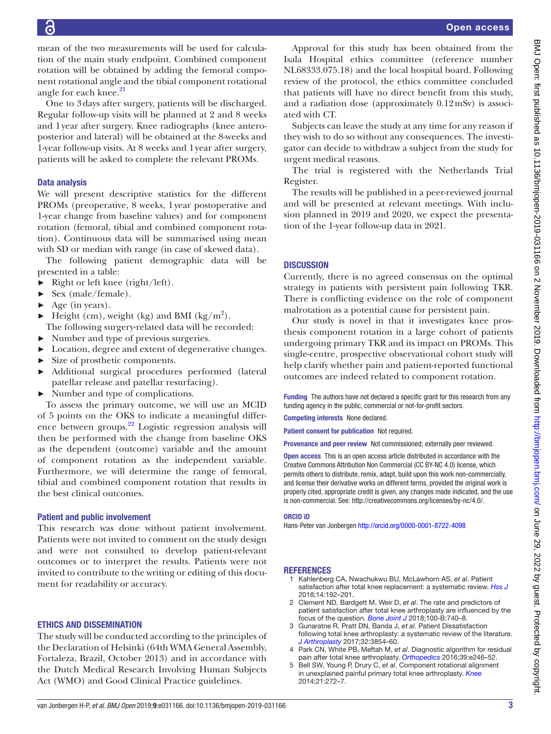mean of the two measurements will be used for calculation of the main study endpoint. Combined component rotation will be obtained by adding the femoral component rotational angle and the tibial component rotational angle for each knee.[21]

One to 3 days after surgery, patients will be discharged. Regular follow-up visits will be planned at 2 and 8 weeks and 1 year after surgery. Knee radiographs (knee anteroposterior and lateral) will be obtained at the 8-weeks and 1-year follow-up visits. At 8 weeks and 1 year after surgery, patients will be asked to complete the relevant PROMs.

### Data analysis

We will present descriptive statistics for the different PROMs (preoperative, 8 weeks, 1 year postoperative and 1-year change from baseline values) and for component rotation (femoral, tibial and combined component rotation). Continuous data will be summarised using mean with SD or median with range (in case of skewed data).

The following patient demographic data will be presented in a table:

- Right or left knee (right/left).
- Sex (male/female).
- Age (in years).
- Height (cm), weight (kg) and BMI (kg/m$^2$).

The following surgery-related data will be recorded:

- Number and type of previous surgeries.
- Location, degree and extent of degenerative changes.
- Size of prosthetic components.
- Additional surgical procedures performed (lateral patellar release and patellar resurfacing).
- Number and type of complications.

To assess the primary outcome, we will use an MCID of 5 points on the OKS to indicate a meaningful difference between groups.[22] Logistic regression analysis will then be performed with the change from baseline OKS as the dependent (outcome) variable and the amount of component rotation as the independent variable. Furthermore, we will determine the range of femoral, tibial and combined component rotation that results in the best clinical outcomes.

### Patient and public involvement

This research was done without patient involvement. Patients were not invited to comment on the study design and were not consulted to develop patient-relevant outcomes or to interpret the results. Patients were not invited to contribute to the writing or editing of this document for readability or accuracy.

## ETHICS AND DISSEMINATION

The study will be conducted according to the principles of the Declaration of Helsinki (64th WMA General Assembly, Fortaleza, Brazil, October 2013) and in accordance with the Dutch Medical Research Involving Human Subjects Act (WMO) and Good Clinical Practice guidelines.

Approval for this study has been obtained from the Isala Hospital ethics committee (reference number NL68333.075.18) and the local hospital board. Following review of the protocol, the ethics committee concluded that patients will have no direct benefit from this study, and a radiation dose (approximately 0.12 mSv) is associated with CT.

Subjects can leave the study at any time for any reason if they wish to do so without any consequences. The investigator can decide to withdraw a subject from the study for urgent medical reasons.

The trial is registered with the Netherlands Trial Register.

The results will be published in a peer-reviewed journal and will be presented at relevant meetings. With inclusion planned in 2019 and 2020, we expect the presentation of the 1-year follow-up data in 2021.

## DISCUSSION

Currently, there is no agreed consensus on the optimal strategy in patients with persistent pain following TKR. There is conflicting evidence on the role of component malrotation as a potential cause for persistent pain.

Our study is novel in that it investigates knee prosthesis component rotation in a large cohort of patients undergoing primary TKR and its impact on PROMs. This single-centre, prospective observational cohort study will help clarify whether pain and patient-reported functional outcomes are indeed related to component rotation.

**Funding** The authors have not declared a specific grant for this research from any funding agency in the public, commercial or not-for-profit sectors.

**Competing interests** None declared.

**Patient consent for publication** Not required.

**Provenance and peer review** Not commissioned; externally peer reviewed.

**Open access** This is an open access article distributed in accordance with the Creative Commons Attribution Non Commercial (CC BY-NC 4.0) license, which permits others to distribute, remix, adapt, build upon this work non-commercially, and license their derivative works on different terms, provided the original work is properly cited, appropriate credit is given, any changes made indicated, and the use is non-commercial. See: http://creativecommons.org/licenses/by-nc/4.0/.

**ORCID iD**

Hans-Peter van Jonbergen http://orcid.org/0000-0001-8722-4098

## REFERENCES

1. Kahlenberg CA, Nwachukwu BU, McLawhorn AS, *et al*. Patient satisfaction after total knee replacement: a systematic review. *Hss J* 2018;14:192–201.
2. Clement ND, Bardgett M, Weir D, *et al*. The rate and predictors of patient satisfaction after total knee arthroplasty are influenced by the focus of the question. *Bone Joint J* 2018;100-B:740–8.
3. Gunaratne R, Pratt DN, Banda J, *et al*. Patient Dissatisfaction following total knee arthroplasty: a systematic review of the literature. *J Arthroplasty* 2017;32:3854–60.
4. Park CN, White PB, Meftah M, *et al*. Diagnostic algorithm for residual pain after total knee arthroplasty. *Orthopedics* 2016;39:e246–52.
5. Bell SW, Young P, Drury C, *et al*. Component rotational alignment in unexplained painful primary total knee arthroplasty. *Knee* 2014;21:272–7.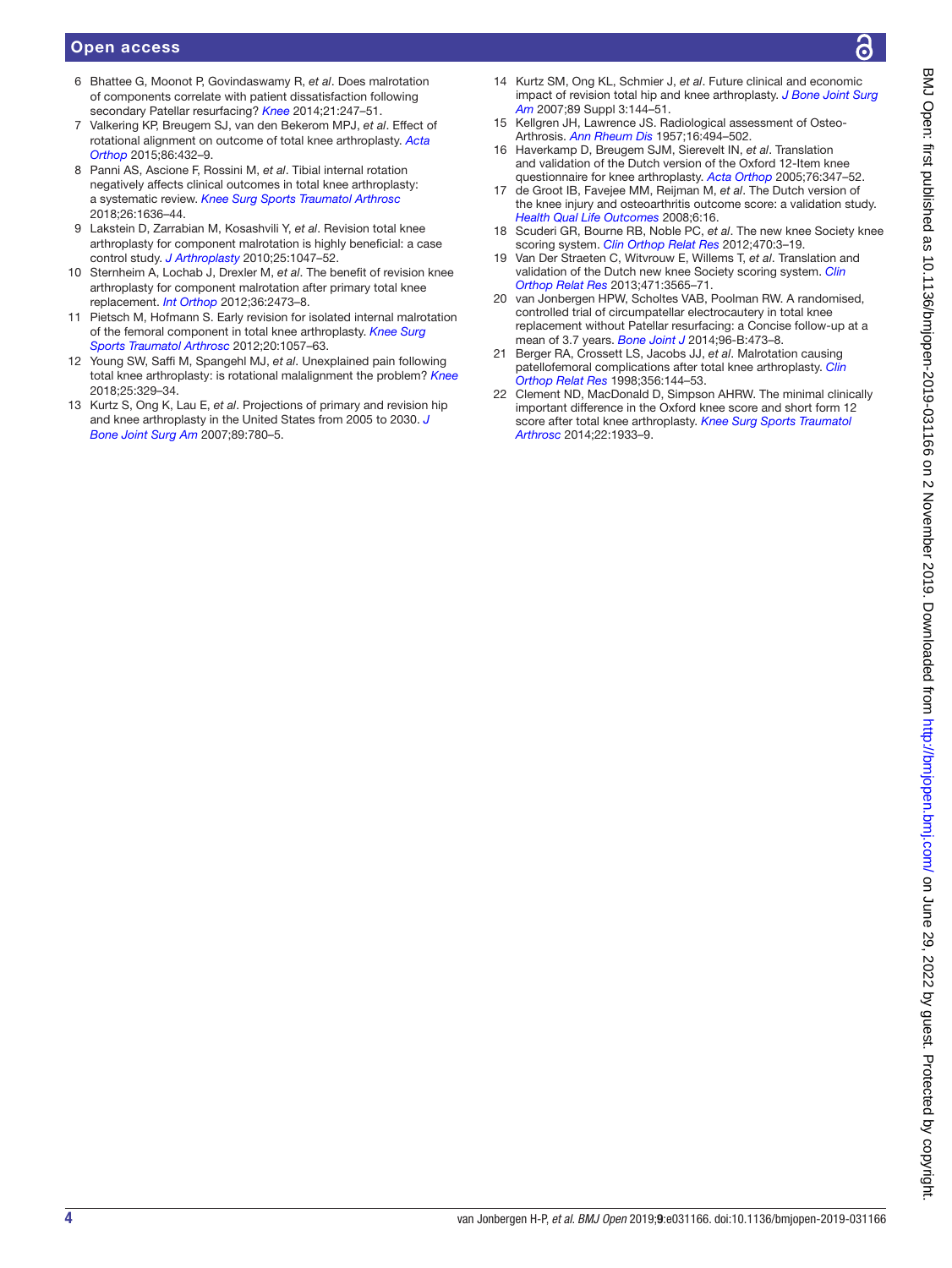6 Bhattee G, Moonot P, Govindaswamy R, *et al*. Does malrotation of components correlate with patient dissatisfaction following secondary Patellar resurfacing? *Knee* 2014;21:247–51.
7 Valkering KP, Breugem SJ, van den Bekerom MPJ, *et al*. Effect of rotational alignment on outcome of total knee arthroplasty. *Acta Orthop* 2015;86:432–9.
8 Panni AS, Ascione F, Rossini M, *et al*. Tibial internal rotation negatively affects clinical outcomes in total knee arthroplasty: a systematic review. *Knee Surg Sports Traumatol Arthrosc* 2018;26:1636–44.
9 Lakstein D, Zarrabian M, Kosashvili Y, *et al*. Revision total knee arthroplasty for component malrotation is highly beneficial: a case control study. *J Arthroplasty* 2010;25:1047–52.
10 Sternheim A, Lochab J, Drexler M, *et al*. The benefit of revision knee arthroplasty for component malrotation after primary total knee replacement. *Int Orthop* 2012;36:2473–8.
11 Pietsch M, Hofmann S. Early revision for isolated internal malrotation of the femoral component in total knee arthroplasty. *Knee Surg Sports Traumatol Arthrosc* 2012;20:1057–63.
12 Young SW, Saffi M, Spangehl MJ, *et al*. Unexplained pain following total knee arthroplasty: is rotational malalignment the problem? *Knee* 2018;25:329–34.
13 Kurtz S, Ong K, Lau E, *et al*. Projections of primary and revision hip and knee arthroplasty in the United States from 2005 to 2030. *J Bone Joint Surg Am* 2007;89:780–5.
14 Kurtz SM, Ong KL, Schmier J, *et al*. Future clinical and economic impact of revision total hip and knee arthroplasty. *J Bone Joint Surg Am* 2007;89 Suppl 3:144–51.
15 Kellgren JH, Lawrence JS. Radiological assessment of Osteo-Arthrosis. *Ann Rheum Dis* 1957;16:494–502.
16 Haverkamp D, Breugem SJM, Sierevelt IN, *et al*. Translation and validation of the Dutch version of the Oxford 12-Item knee questionnaire for knee arthroplasty. *Acta Orthop* 2005;76:347–52.
17 de Groot IB, Favejee MM, Reijman M, *et al*. The Dutch version of the knee injury and osteoarthritis outcome score: a validation study. *Health Qual Life Outcomes* 2008;6:16.
18 Scuderi GR, Bourne RB, Noble PC, *et al*. The new knee Society knee scoring system. *Clin Orthop Relat Res* 2012;470:3–19.
19 Van Der Straeten C, Witvrouw E, Willems T, *et al*. Translation and validation of the Dutch new knee Society scoring system. *Clin Orthop Relat Res* 2013;471:3565–71.
20 van Jonbergen HPW, Scholtes VAB, Poolman RW. A randomised, controlled trial of circumpatellar electrocautery in total knee replacement without Patellar resurfacing: a Concise follow-up at a mean of 3.7 years. *Bone Joint J* 2014;96-B:473–8.
21 Berger RA, Crossett LS, Jacobs JJ, *et al*. Malrotation causing patellofemoral complications after total knee arthroplasty. *Clin Orthop Relat Res* 1998;356:144–53.
22 Clement ND, MacDonald D, Simpson AHRW. The minimal clinically important difference in the Oxford knee score and short form 12 score after total knee arthroplasty. *Knee Surg Sports Traumatol Arthrosc* 2014;22:1933–9.